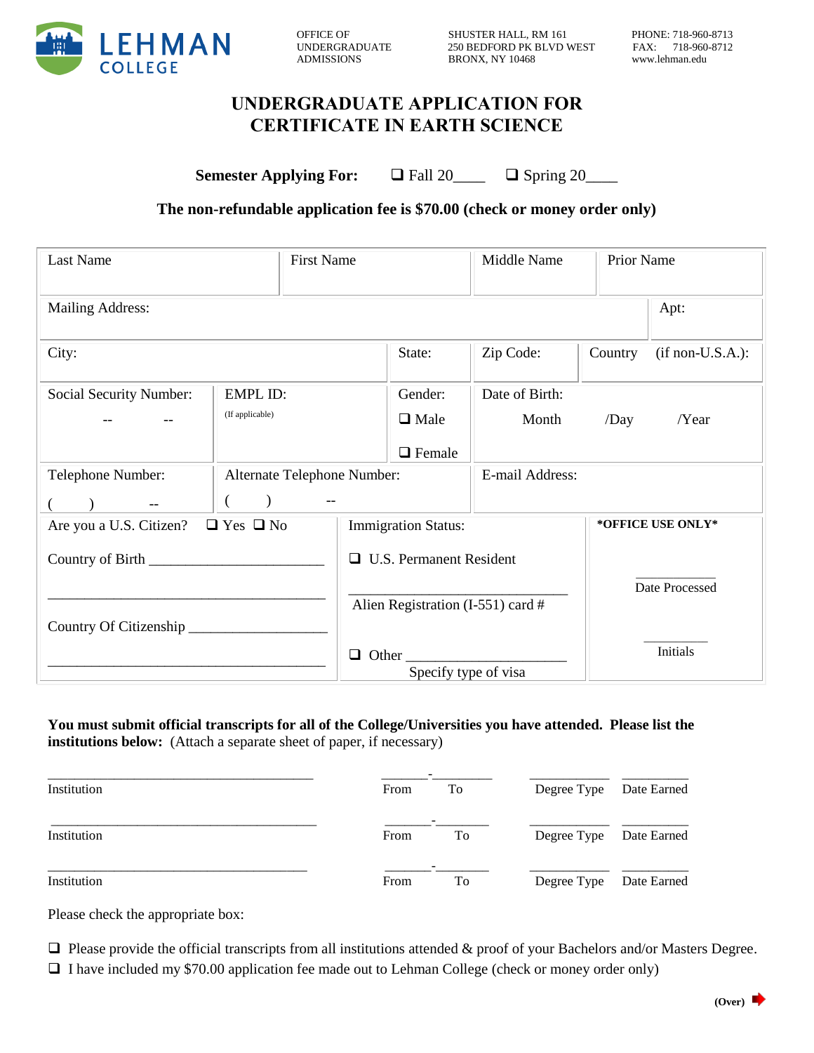**LEHMAN COLLEGE**

OFFICE OF UNDERGRADUATE ADMISSIONS

SHUSTER HALL, RM 161
250 BEDFORD PK BLVD WEST
BRONX, NY 10468

PHONE: 718-960-8713
FAX: 718-960-8712
www.lehman.edu

# UNDERGRADUATE APPLICATION FOR CERTIFICATE IN EARTH SCIENCE

**Semester Applying For:** ❑ Fall 20____ ❑ Spring 20____

**The non-refundable application fee is $70.00 (check or money order only)**

| Last Name | | First Name | | Middle Name | Prior Name |
|---|---|---|---|---|---|
| Mailing Address: | | | | | Apt: |
| City: | | | State: | Zip Code: | Country (if non-U.S.A.): |
| Social Security Number: -- -- | EMPL ID: (If applicable) | | Gender: ❑ Male ❑ Female | Date of Birth: Month /Day /Year | |
| Telephone Number: ( ) -- | Alternate Telephone Number: ( ) -- | | | E-mail Address: | |
| Are you a U.S. Citizen? ❑ Yes ❑ No<br>Country of Birth ________________________<br>________________________________________<br>Country Of Citizenship __________________<br>________________________________________ | | Immigration Status:<br>❑ U.S. Permanent Resident<br>________________________________<br>Alien Registration (I-551) card #<br>❑ Other _____________________<br>Specify type of visa | | | **\*OFFICE USE ONLY\***<br>___________<br>Date Processed<br>_________<br>Initials |

**You must submit official transcripts for all of the College/Universities you have attended. Please list the institutions below:** (Attach a separate sheet of paper, if necessary)

| Institution | From - To | Degree Type | Date Earned |
|---|---|---|---|
| ______________________________________ | _______-________ | ___________ | _________ |
| ______________________________________ | _______-________ | ___________ | _________ |
| ______________________________________ | _______-________ | ___________ | _________ |

Please check the appropriate box:

❑ Please provide the official transcripts from all institutions attended & proof of your Bachelors and/or Masters Degree.

❑ I have included my $70.00 application fee made out to Lehman College (check or money order only)

**(Over)**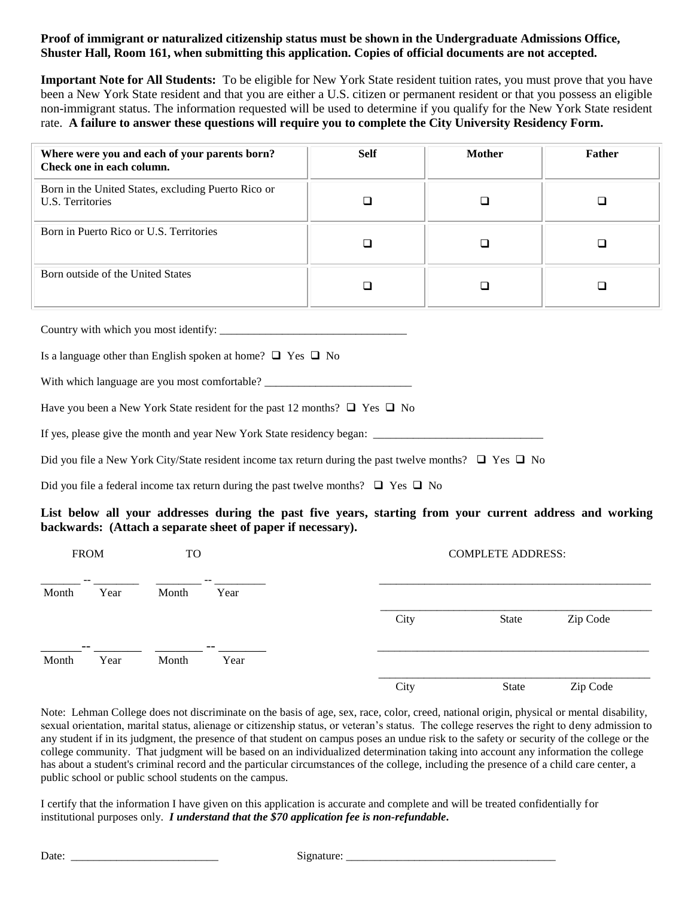**Proof of immigrant or naturalized citizenship status must be shown in the Undergraduate Admissions Office, Shuster Hall, Room 161, when submitting this application. Copies of official documents are not accepted.**

**Important Note for All Students:** To be eligible for New York State resident tuition rates, you must prove that you have been a New York State resident and that you are either a U.S. citizen or permanent resident or that you possess an eligible non-immigrant status. The information requested will be used to determine if you qualify for the New York State resident rate. **A failure to answer these questions will require you to complete the City University Residency Form.**

| **Where were you and each of your parents born? Check one in each column.** | **Self** | **Mother** | **Father** |
|---|---|---|---|
| Born in the United States, excluding Puerto Rico or U.S. Territories | ❑ | ❑ | ❑ |
| Born in Puerto Rico or U.S. Territories | ❑ | ❑ | ❑ |
| Born outside of the United States | ❑ | ❑ | ❑ |

Country with which you most identify: ________________________________

Is a language other than English spoken at home? ❑ Yes ❑ No

With which language are you most comfortable? __________________________

Have you been a New York State resident for the past 12 months? ❑ Yes ❑ No

If yes, please give the month and year New York State residency began: ______________________________

Did you file a New York City/State resident income tax return during the past twelve months? ❑ Yes ❑ No

Did you file a federal income tax return during the past twelve months? ❑ Yes ❑ No

**List below all your addresses during the past five years, starting from your current address and working backwards: (Attach a separate sheet of paper if necessary).**

| FROM | | TO | | COMPLETE ADDRESS: | | |
|---|---|---|---|---|---|---|
| Month | Year | Month | Year | | | |
| | | | | City | State | Zip Code |
| Month | Year | Month | Year | | | |
| | | | | City | State | Zip Code |

Note: Lehman College does not discriminate on the basis of age, sex, race, color, creed, national origin, physical or mental disability, sexual orientation, marital status, alienage or citizenship status, or veteran's status. The college reserves the right to deny admission to any student if in its judgment, the presence of that student on campus poses an undue risk to the safety or security of the college or the college community. That judgment will be based on an individualized determination taking into account any information the college has about a student's criminal record and the particular circumstances of the college, including the presence of a child care center, a public school or public school students on the campus.

I certify that the information I have given on this application is accurate and complete and will be treated confidentially for institutional purposes only. ***I understand that the $70 application fee is non-refundable.***

Date: __________________________ Signature: ____________________________________